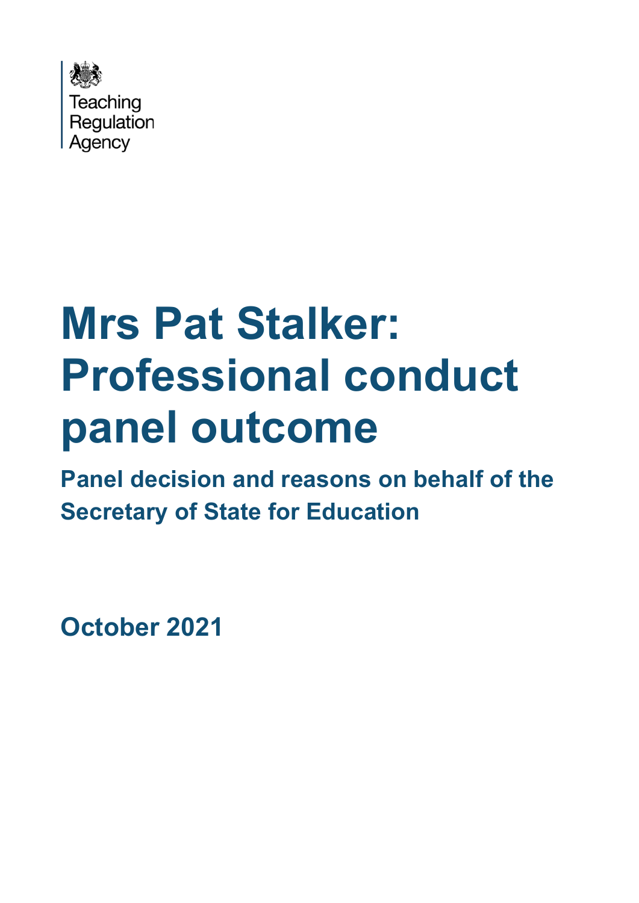Teaching Regulation Agency

# Mrs Pat Stalker: Professional conduct panel outcome

## Panel decision and reasons on behalf of the Secretary of State for Education

## October 2021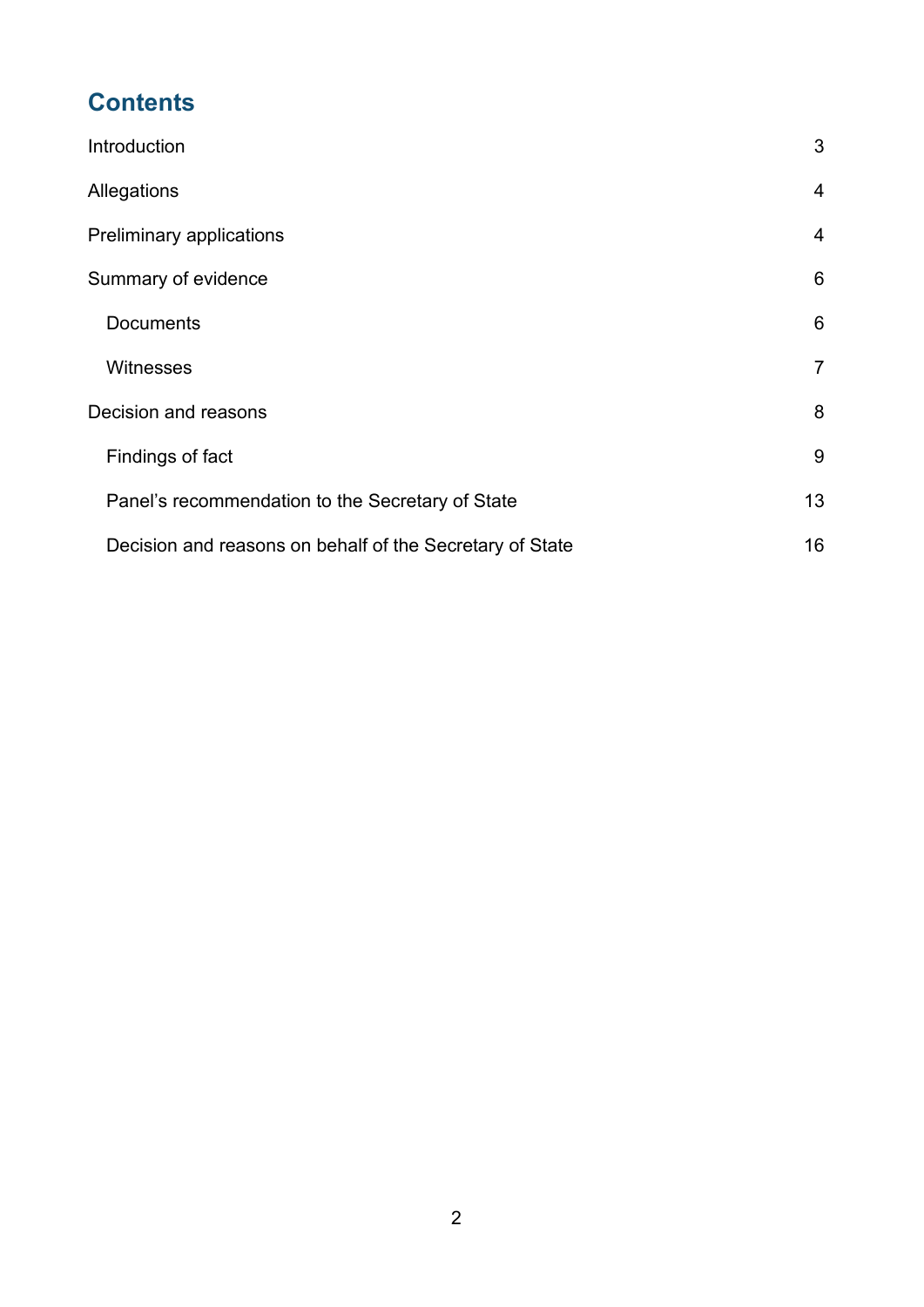## Contents

| | |
|---|---|
| Introduction | 3 |
| Allegations | 4 |
| Preliminary applications | 4 |
| Summary of evidence | 6 |
| Documents | 6 |
| Witnesses | 7 |
| Decision and reasons | 8 |
| Findings of fact | 9 |
| Panel's recommendation to the Secretary of State | 13 |
| Decision and reasons on behalf of the Secretary of State | 16 |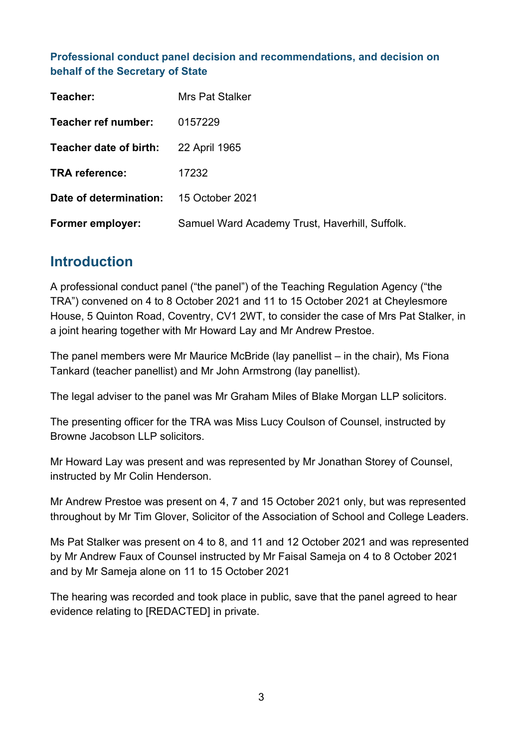**Professional conduct panel decision and recommendations, and decision on behalf of the Secretary of State**

| | |
|---|---|
| **Teacher:** | Mrs Pat Stalker |
| **Teacher ref number:** | 0157229 |
| **Teacher date of birth:** | 22 April 1965 |
| **TRA reference:** | 17232 |
| **Date of determination:** | 15 October 2021 |
| **Former employer:** | Samuel Ward Academy Trust, Haverhill, Suffolk. |

## Introduction

A professional conduct panel ("the panel") of the Teaching Regulation Agency ("the TRA") convened on 4 to 8 October 2021 and 11 to 15 October 2021 at Cheylesmore House, 5 Quinton Road, Coventry, CV1 2WT, to consider the case of Mrs Pat Stalker, in a joint hearing together with Mr Howard Lay and Mr Andrew Prestoe.

The panel members were Mr Maurice McBride (lay panellist – in the chair), Ms Fiona Tankard (teacher panellist) and Mr John Armstrong (lay panellist).

The legal adviser to the panel was Mr Graham Miles of Blake Morgan LLP solicitors.

The presenting officer for the TRA was Miss Lucy Coulson of Counsel, instructed by Browne Jacobson LLP solicitors.

Mr Howard Lay was present and was represented by Mr Jonathan Storey of Counsel, instructed by Mr Colin Henderson.

Mr Andrew Prestoe was present on 4, 7 and 15 October 2021 only, but was represented throughout by Mr Tim Glover, Solicitor of the Association of School and College Leaders.

Ms Pat Stalker was present on 4 to 8, and 11 and 12 October 2021 and was represented by Mr Andrew Faux of Counsel instructed by Mr Faisal Sameja on 4 to 8 October 2021 and by Mr Sameja alone on 11 to 15 October 2021

The hearing was recorded and took place in public, save that the panel agreed to hear evidence relating to [REDACTED] in private.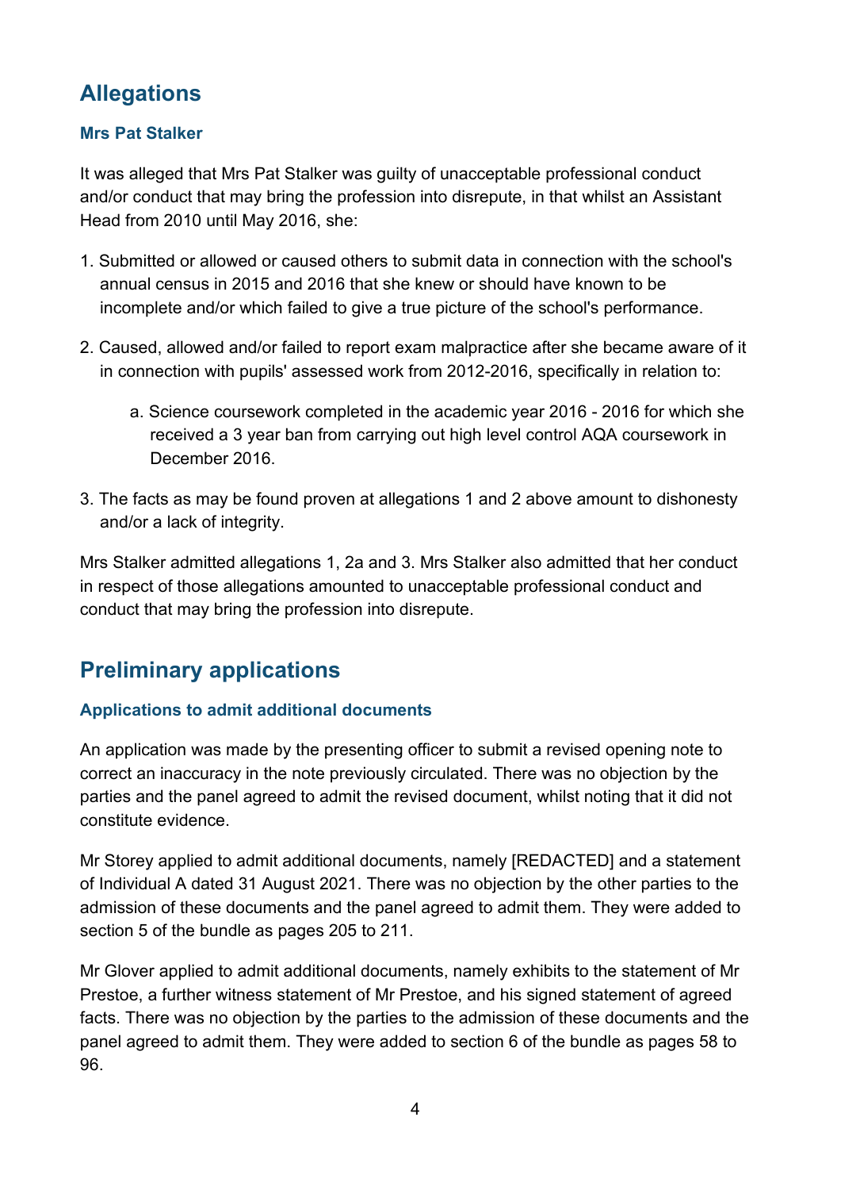## Allegations

### Mrs Pat Stalker

It was alleged that Mrs Pat Stalker was guilty of unacceptable professional conduct and/or conduct that may bring the profession into disrepute, in that whilst an Assistant Head from 2010 until May 2016, she:

1. Submitted or allowed or caused others to submit data in connection with the school's annual census in 2015 and 2016 that she knew or should have known to be incomplete and/or which failed to give a true picture of the school's performance.
2. Caused, allowed and/or failed to report exam malpractice after she became aware of it in connection with pupils' assessed work from 2012-2016, specifically in relation to:
    a. Science coursework completed in the academic year 2016 - 2016 for which she received a 3 year ban from carrying out high level control AQA coursework in December 2016.
3. The facts as may be found proven at allegations 1 and 2 above amount to dishonesty and/or a lack of integrity.

Mrs Stalker admitted allegations 1, 2a and 3. Mrs Stalker also admitted that her conduct in respect of those allegations amounted to unacceptable professional conduct and conduct that may bring the profession into disrepute.

## Preliminary applications

### Applications to admit additional documents

An application was made by the presenting officer to submit a revised opening note to correct an inaccuracy in the note previously circulated. There was no objection by the parties and the panel agreed to admit the revised document, whilst noting that it did not constitute evidence.

Mr Storey applied to admit additional documents, namely [REDACTED] and a statement of Individual A dated 31 August 2021. There was no objection by the other parties to the admission of these documents and the panel agreed to admit them. They were added to section 5 of the bundle as pages 205 to 211.

Mr Glover applied to admit additional documents, namely exhibits to the statement of Mr Prestoe, a further witness statement of Mr Prestoe, and his signed statement of agreed facts. There was no objection by the parties to the admission of these documents and the panel agreed to admit them. They were added to section 6 of the bundle as pages 58 to 96.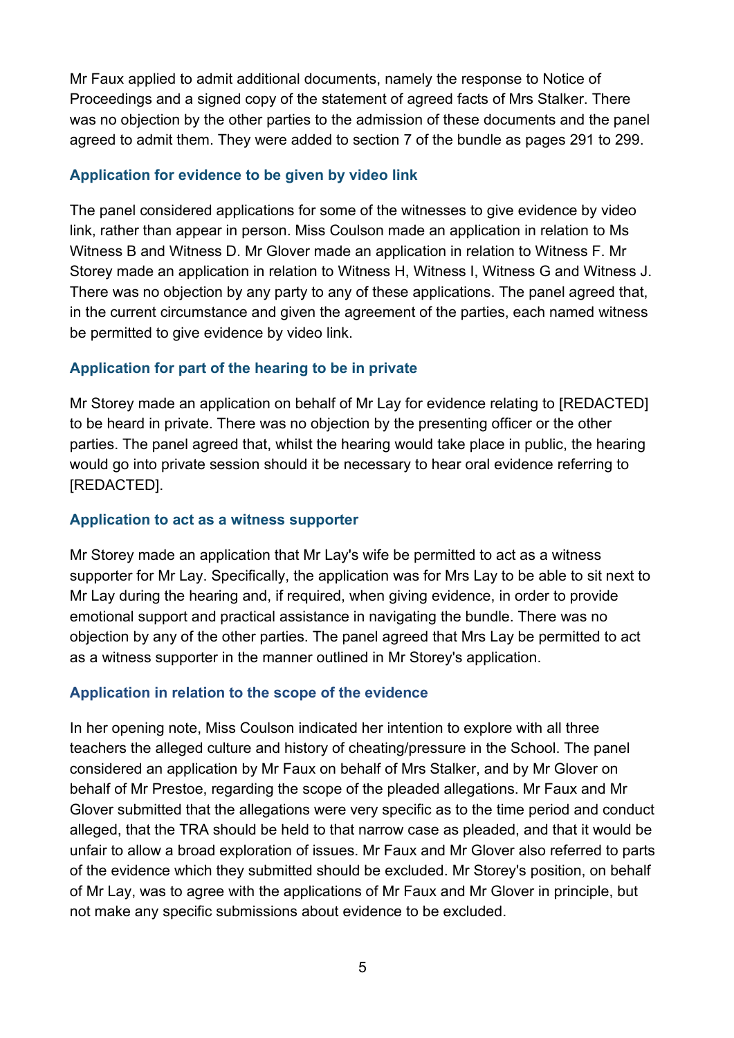Mr Faux applied to admit additional documents, namely the response to Notice of Proceedings and a signed copy of the statement of agreed facts of Mrs Stalker. There was no objection by the other parties to the admission of these documents and the panel agreed to admit them. They were added to section 7 of the bundle as pages 291 to 299.

### Application for evidence to be given by video link

The panel considered applications for some of the witnesses to give evidence by video link, rather than appear in person. Miss Coulson made an application in relation to Ms Witness B and Witness D. Mr Glover made an application in relation to Witness F. Mr Storey made an application in relation to Witness H, Witness I, Witness G and Witness J. There was no objection by any party to any of these applications. The panel agreed that, in the current circumstance and given the agreement of the parties, each named witness be permitted to give evidence by video link.

### Application for part of the hearing to be in private

Mr Storey made an application on behalf of Mr Lay for evidence relating to [REDACTED] to be heard in private. There was no objection by the presenting officer or the other parties. The panel agreed that, whilst the hearing would take place in public, the hearing would go into private session should it be necessary to hear oral evidence referring to [REDACTED].

### Application to act as a witness supporter

Mr Storey made an application that Mr Lay's wife be permitted to act as a witness supporter for Mr Lay. Specifically, the application was for Mrs Lay to be able to sit next to Mr Lay during the hearing and, if required, when giving evidence, in order to provide emotional support and practical assistance in navigating the bundle. There was no objection by any of the other parties. The panel agreed that Mrs Lay be permitted to act as a witness supporter in the manner outlined in Mr Storey's application.

### Application in relation to the scope of the evidence

In her opening note, Miss Coulson indicated her intention to explore with all three teachers the alleged culture and history of cheating/pressure in the School. The panel considered an application by Mr Faux on behalf of Mrs Stalker, and by Mr Glover on behalf of Mr Prestoe, regarding the scope of the pleaded allegations. Mr Faux and Mr Glover submitted that the allegations were very specific as to the time period and conduct alleged, that the TRA should be held to that narrow case as pleaded, and that it would be unfair to allow a broad exploration of issues. Mr Faux and Mr Glover also referred to parts of the evidence which they submitted should be excluded. Mr Storey's position, on behalf of Mr Lay, was to agree with the applications of Mr Faux and Mr Glover in principle, but not make any specific submissions about evidence to be excluded.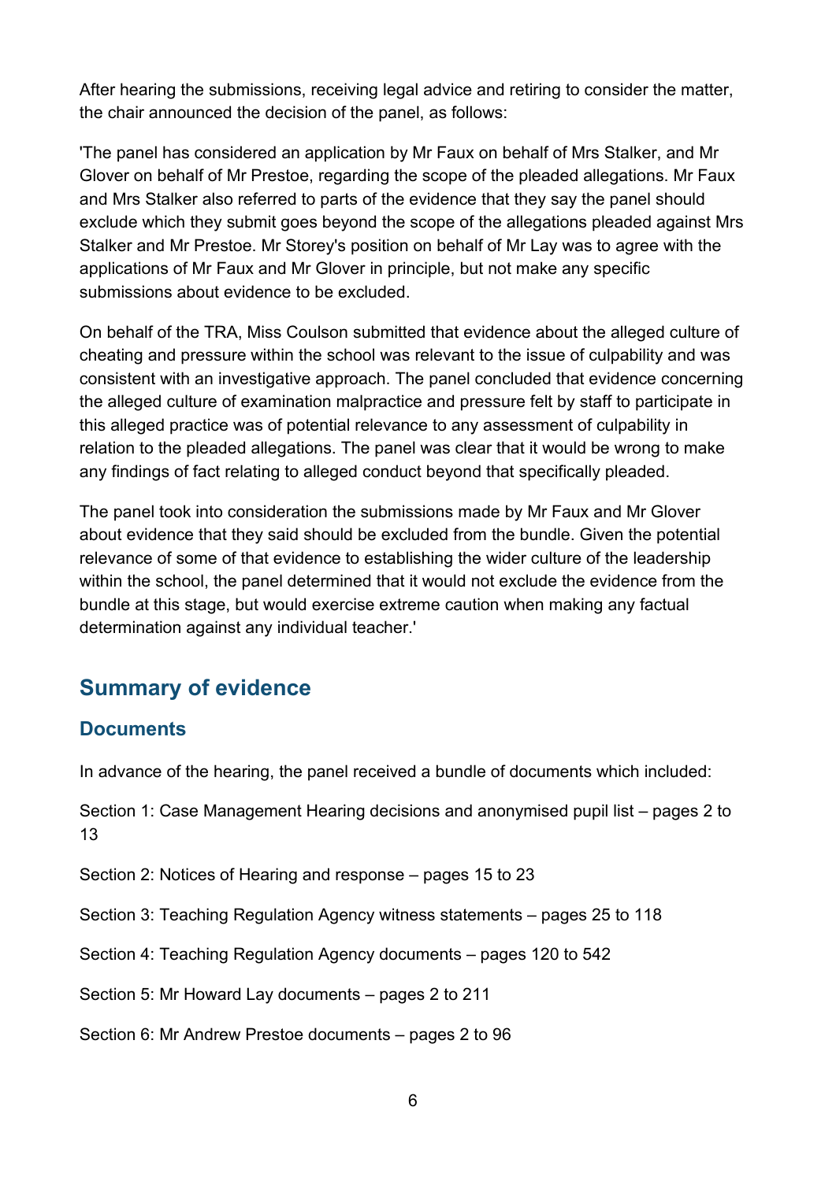After hearing the submissions, receiving legal advice and retiring to consider the matter, the chair announced the decision of the panel, as follows:

'The panel has considered an application by Mr Faux on behalf of Mrs Stalker, and Mr Glover on behalf of Mr Prestoe, regarding the scope of the pleaded allegations. Mr Faux and Mrs Stalker also referred to parts of the evidence that they say the panel should exclude which they submit goes beyond the scope of the allegations pleaded against Mrs Stalker and Mr Prestoe. Mr Storey's position on behalf of Mr Lay was to agree with the applications of Mr Faux and Mr Glover in principle, but not make any specific submissions about evidence to be excluded.

On behalf of the TRA, Miss Coulson submitted that evidence about the alleged culture of cheating and pressure within the school was relevant to the issue of culpability and was consistent with an investigative approach. The panel concluded that evidence concerning the alleged culture of examination malpractice and pressure felt by staff to participate in this alleged practice was of potential relevance to any assessment of culpability in relation to the pleaded allegations. The panel was clear that it would be wrong to make any findings of fact relating to alleged conduct beyond that specifically pleaded.

The panel took into consideration the submissions made by Mr Faux and Mr Glover about evidence that they said should be excluded from the bundle. Given the potential relevance of some of that evidence to establishing the wider culture of the leadership within the school, the panel determined that it would not exclude the evidence from the bundle at this stage, but would exercise extreme caution when making any factual determination against any individual teacher.'

## Summary of evidence

### Documents

In advance of the hearing, the panel received a bundle of documents which included:

Section 1: Case Management Hearing decisions and anonymised pupil list – pages 2 to 13

Section 2: Notices of Hearing and response – pages 15 to 23

Section 3: Teaching Regulation Agency witness statements – pages 25 to 118

Section 4: Teaching Regulation Agency documents – pages 120 to 542

Section 5: Mr Howard Lay documents – pages 2 to 211

Section 6: Mr Andrew Prestoe documents – pages 2 to 96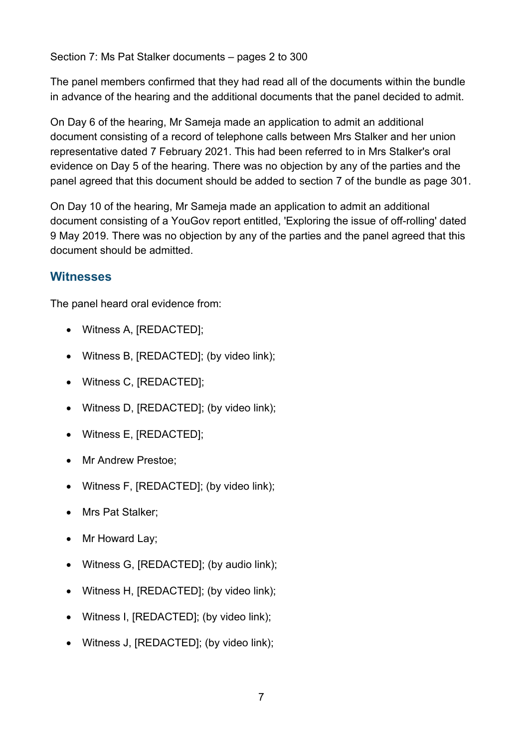Section 7: Ms Pat Stalker documents – pages 2 to 300

The panel members confirmed that they had read all of the documents within the bundle in advance of the hearing and the additional documents that the panel decided to admit.

On Day 6 of the hearing, Mr Sameja made an application to admit an additional document consisting of a record of telephone calls between Mrs Stalker and her union representative dated 7 February 2021. This had been referred to in Mrs Stalker's oral evidence on Day 5 of the hearing. There was no objection by any of the parties and the panel agreed that this document should be added to section 7 of the bundle as page 301.

On Day 10 of the hearing, Mr Sameja made an application to admit an additional document consisting of a YouGov report entitled, 'Exploring the issue of off-rolling' dated 9 May 2019. There was no objection by any of the parties and the panel agreed that this document should be admitted.

## Witnesses

The panel heard oral evidence from:

- Witness A, [REDACTED];
- Witness B, [REDACTED]; (by video link);
- Witness C, [REDACTED];
- Witness D, [REDACTED]; (by video link);
- Witness E, [REDACTED];
- Mr Andrew Prestoe;
- Witness F, [REDACTED]; (by video link);
- Mrs Pat Stalker;
- Mr Howard Lay;
- Witness G, [REDACTED]; (by audio link);
- Witness H, [REDACTED]; (by video link);
- Witness I, [REDACTED]; (by video link);
- Witness J, [REDACTED]; (by video link);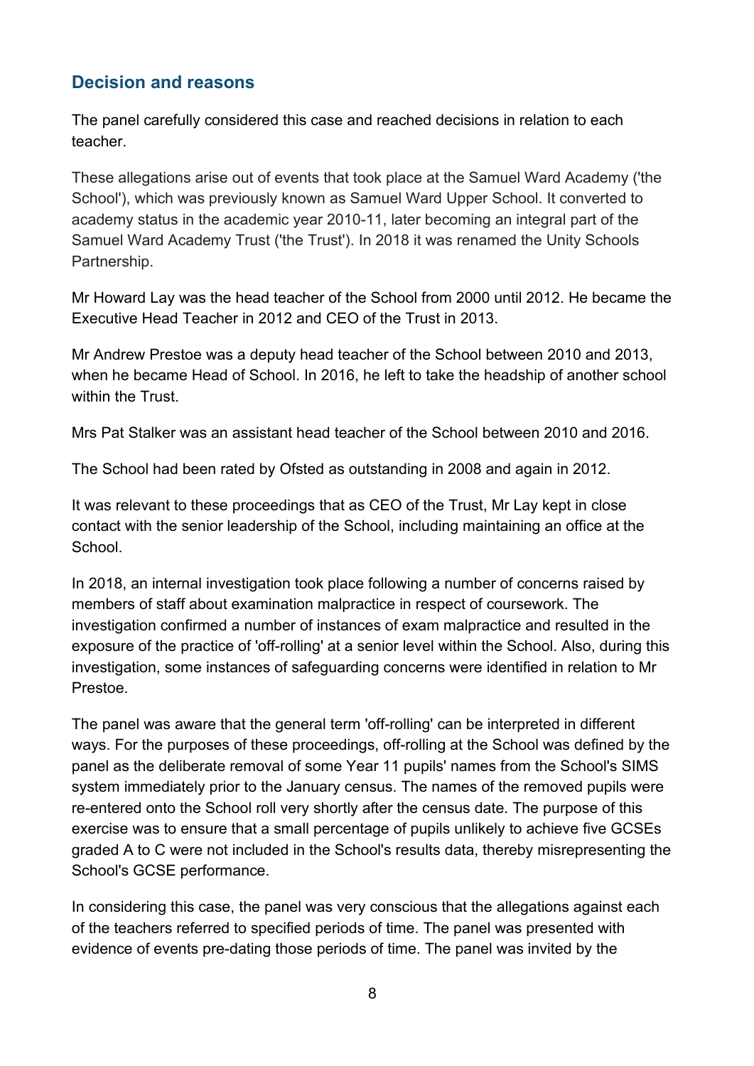## Decision and reasons

The panel carefully considered this case and reached decisions in relation to each teacher.

These allegations arise out of events that took place at the Samuel Ward Academy ('the School'), which was previously known as Samuel Ward Upper School. It converted to academy status in the academic year 2010-11, later becoming an integral part of the Samuel Ward Academy Trust ('the Trust'). In 2018 it was renamed the Unity Schools Partnership.

Mr Howard Lay was the head teacher of the School from 2000 until 2012. He became the Executive Head Teacher in 2012 and CEO of the Trust in 2013.

Mr Andrew Prestoe was a deputy head teacher of the School between 2010 and 2013, when he became Head of School. In 2016, he left to take the headship of another school within the Trust.

Mrs Pat Stalker was an assistant head teacher of the School between 2010 and 2016.

The School had been rated by Ofsted as outstanding in 2008 and again in 2012.

It was relevant to these proceedings that as CEO of the Trust, Mr Lay kept in close contact with the senior leadership of the School, including maintaining an office at the School.

In 2018, an internal investigation took place following a number of concerns raised by members of staff about examination malpractice in respect of coursework. The investigation confirmed a number of instances of exam malpractice and resulted in the exposure of the practice of 'off-rolling' at a senior level within the School. Also, during this investigation, some instances of safeguarding concerns were identified in relation to Mr Prestoe.

The panel was aware that the general term 'off-rolling' can be interpreted in different ways. For the purposes of these proceedings, off-rolling at the School was defined by the panel as the deliberate removal of some Year 11 pupils' names from the School's SIMS system immediately prior to the January census. The names of the removed pupils were re-entered onto the School roll very shortly after the census date. The purpose of this exercise was to ensure that a small percentage of pupils unlikely to achieve five GCSEs graded A to C were not included in the School's results data, thereby misrepresenting the School's GCSE performance.

In considering this case, the panel was very conscious that the allegations against each of the teachers referred to specified periods of time. The panel was presented with evidence of events pre-dating those periods of time. The panel was invited by the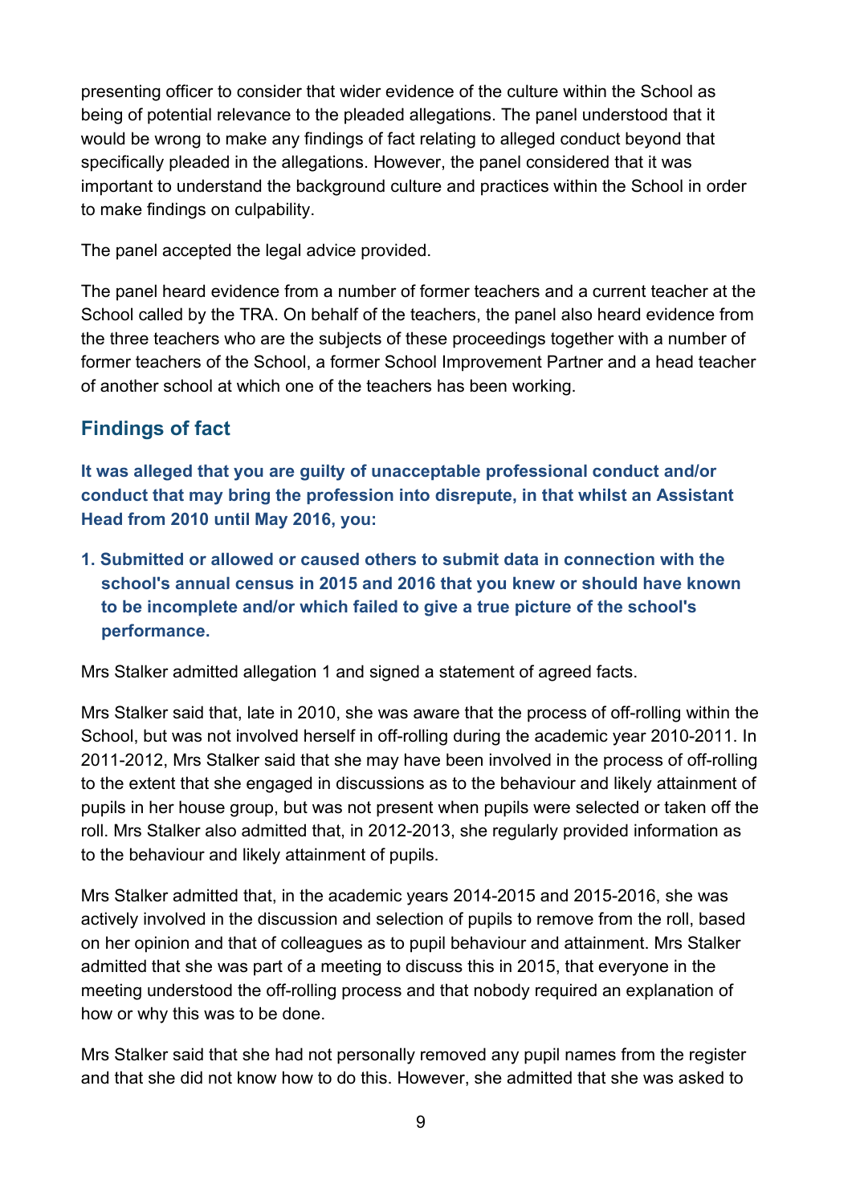presenting officer to consider that wider evidence of the culture within the School as being of potential relevance to the pleaded allegations. The panel understood that it would be wrong to make any findings of fact relating to alleged conduct beyond that specifically pleaded in the allegations. However, the panel considered that it was important to understand the background culture and practices within the School in order to make findings on culpability.

The panel accepted the legal advice provided.

The panel heard evidence from a number of former teachers and a current teacher at the School called by the TRA. On behalf of the teachers, the panel also heard evidence from the three teachers who are the subjects of these proceedings together with a number of former teachers of the School, a former School Improvement Partner and a head teacher of another school at which one of the teachers has been working.

## Findings of fact

**It was alleged that you are guilty of unacceptable professional conduct and/or conduct that may bring the profession into disrepute, in that whilst an Assistant Head from 2010 until May 2016, you:**

1. **Submitted or allowed or caused others to submit data in connection with the school's annual census in 2015 and 2016 that you knew or should have known to be incomplete and/or which failed to give a true picture of the school's performance.**

Mrs Stalker admitted allegation 1 and signed a statement of agreed facts.

Mrs Stalker said that, late in 2010, she was aware that the process of off-rolling within the School, but was not involved herself in off-rolling during the academic year 2010-2011. In 2011-2012, Mrs Stalker said that she may have been involved in the process of off-rolling to the extent that she engaged in discussions as to the behaviour and likely attainment of pupils in her house group, but was not present when pupils were selected or taken off the roll. Mrs Stalker also admitted that, in 2012-2013, she regularly provided information as to the behaviour and likely attainment of pupils.

Mrs Stalker admitted that, in the academic years 2014-2015 and 2015-2016, she was actively involved in the discussion and selection of pupils to remove from the roll, based on her opinion and that of colleagues as to pupil behaviour and attainment. Mrs Stalker admitted that she was part of a meeting to discuss this in 2015, that everyone in the meeting understood the off-rolling process and that nobody required an explanation of how or why this was to be done.

Mrs Stalker said that she had not personally removed any pupil names from the register and that she did not know how to do this. However, she admitted that she was asked to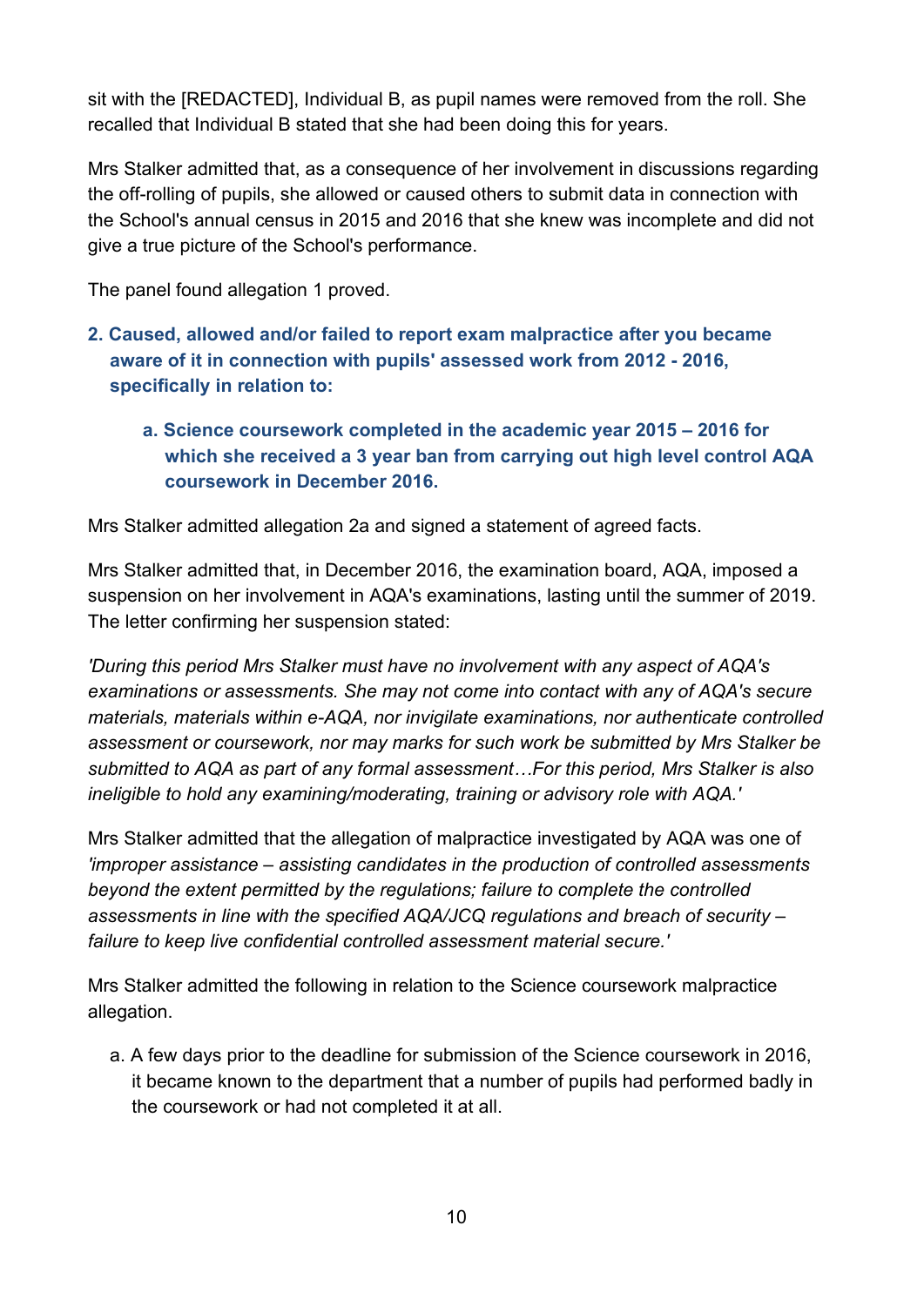sit with the [REDACTED], Individual B, as pupil names were removed from the roll. She recalled that Individual B stated that she had been doing this for years.

Mrs Stalker admitted that, as a consequence of her involvement in discussions regarding the off-rolling of pupils, she allowed or caused others to submit data in connection with the School's annual census in 2015 and 2016 that she knew was incomplete and did not give a true picture of the School's performance.

The panel found allegation 1 proved.

**2. Caused, allowed and/or failed to report exam malpractice after you became aware of it in connection with pupils' assessed work from 2012 - 2016, specifically in relation to:**

> **a. Science coursework completed in the academic year 2015 – 2016 for which she received a 3 year ban from carrying out high level control AQA coursework in December 2016.**

Mrs Stalker admitted allegation 2a and signed a statement of agreed facts.

Mrs Stalker admitted that, in December 2016, the examination board, AQA, imposed a suspension on her involvement in AQA's examinations, lasting until the summer of 2019. The letter confirming her suspension stated:

*'During this period Mrs Stalker must have no involvement with any aspect of AQA's examinations or assessments. She may not come into contact with any of AQA's secure materials, materials within e-AQA, nor invigilate examinations, nor authenticate controlled assessment or coursework, nor may marks for such work be submitted by Mrs Stalker be submitted to AQA as part of any formal assessment…For this period, Mrs Stalker is also ineligible to hold any examining/moderating, training or advisory role with AQA.'*

Mrs Stalker admitted that the allegation of malpractice investigated by AQA was one of *'improper assistance – assisting candidates in the production of controlled assessments beyond the extent permitted by the regulations; failure to complete the controlled assessments in line with the specified AQA/JCQ regulations and breach of security – failure to keep live confidential controlled assessment material secure.'*

Mrs Stalker admitted the following in relation to the Science coursework malpractice allegation.

a. A few days prior to the deadline for submission of the Science coursework in 2016, it became known to the department that a number of pupils had performed badly in the coursework or had not completed it at all.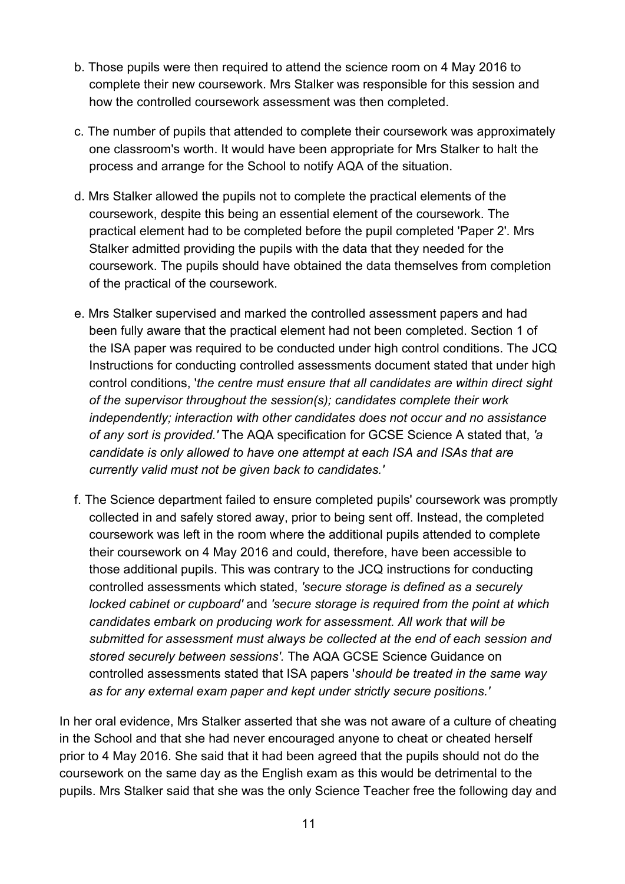b. Those pupils were then required to attend the science room on 4 May 2016 to complete their new coursework. Mrs Stalker was responsible for this session and how the controlled coursework assessment was then completed.

c. The number of pupils that attended to complete their coursework was approximately one classroom's worth. It would have been appropriate for Mrs Stalker to halt the process and arrange for the School to notify AQA of the situation.

d. Mrs Stalker allowed the pupils not to complete the practical elements of the coursework, despite this being an essential element of the coursework. The practical element had to be completed before the pupil completed 'Paper 2'. Mrs Stalker admitted providing the pupils with the data that they needed for the coursework. The pupils should have obtained the data themselves from completion of the practical of the coursework.

e. Mrs Stalker supervised and marked the controlled assessment papers and had been fully aware that the practical element had not been completed. Section 1 of the ISA paper was required to be conducted under high control conditions. The JCQ Instructions for conducting controlled assessments document stated that under high control conditions, '*the centre must ensure that all candidates are within direct sight of the supervisor throughout the session(s); candidates complete their work independently; interaction with other candidates does not occur and no assistance of any sort is provided.'* The AQA specification for GCSE Science A stated that, *'a candidate is only allowed to have one attempt at each ISA and ISAs that are currently valid must not be given back to candidates.'*

f. The Science department failed to ensure completed pupils' coursework was promptly collected in and safely stored away, prior to being sent off. Instead, the completed coursework was left in the room where the additional pupils attended to complete their coursework on 4 May 2016 and could, therefore, have been accessible to those additional pupils. This was contrary to the JCQ instructions for conducting controlled assessments which stated, *'secure storage is defined as a securely locked cabinet or cupboard'* and *'secure storage is required from the point at which candidates embark on producing work for assessment. All work that will be submitted for assessment must always be collected at the end of each session and stored securely between sessions'.* The AQA GCSE Science Guidance on controlled assessments stated that ISA papers '*should be treated in the same way as for any external exam paper and kept under strictly secure positions.'*

In her oral evidence, Mrs Stalker asserted that she was not aware of a culture of cheating in the School and that she had never encouraged anyone to cheat or cheated herself prior to 4 May 2016. She said that it had been agreed that the pupils should not do the coursework on the same day as the English exam as this would be detrimental to the pupils. Mrs Stalker said that she was the only Science Teacher free the following day and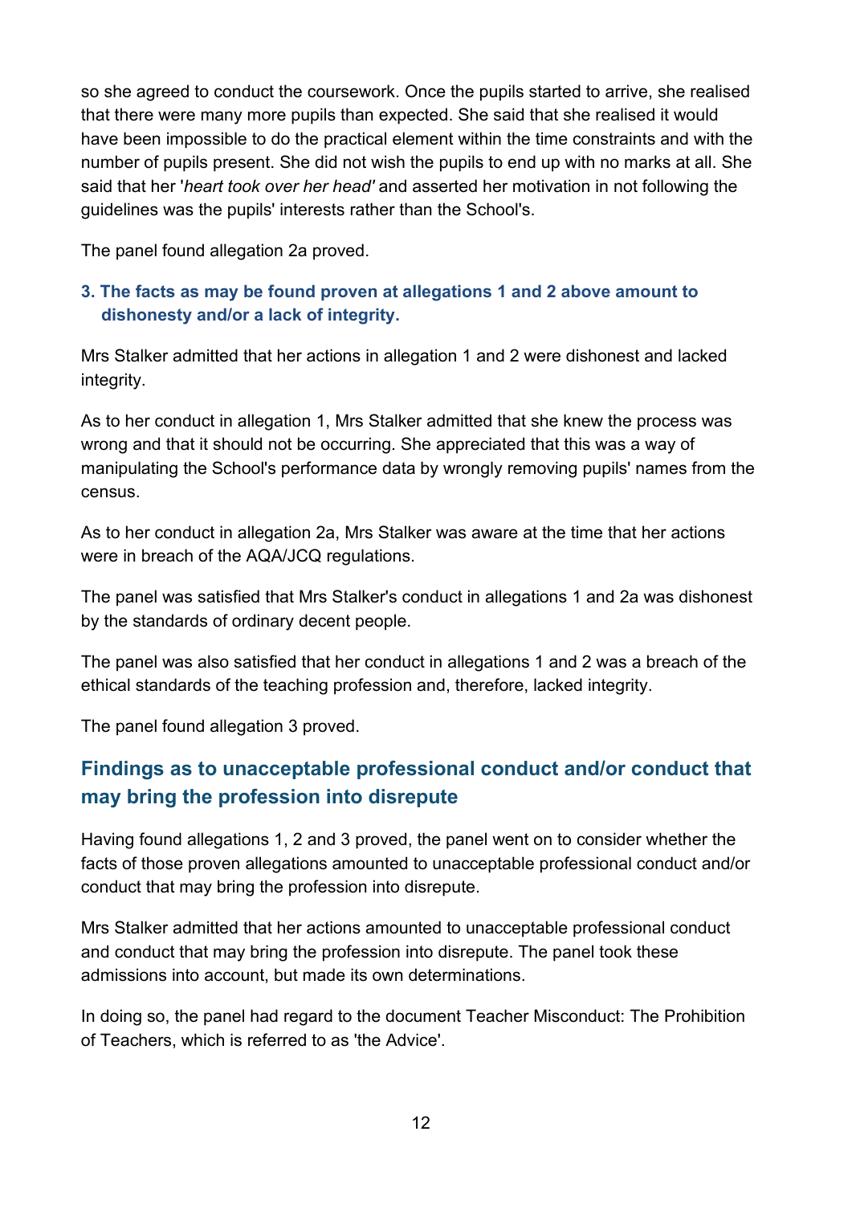so she agreed to conduct the coursework. Once the pupils started to arrive, she realised that there were many more pupils than expected. She said that she realised it would have been impossible to do the practical element within the time constraints and with the number of pupils present. She did not wish the pupils to end up with no marks at all. She said that her '*heart took over her head'* and asserted her motivation in not following the guidelines was the pupils' interests rather than the School's.

The panel found allegation 2a proved.

### 3. The facts as may be found proven at allegations 1 and 2 above amount to dishonesty and/or a lack of integrity.

Mrs Stalker admitted that her actions in allegation 1 and 2 were dishonest and lacked integrity.

As to her conduct in allegation 1, Mrs Stalker admitted that she knew the process was wrong and that it should not be occurring. She appreciated that this was a way of manipulating the School's performance data by wrongly removing pupils' names from the census.

As to her conduct in allegation 2a, Mrs Stalker was aware at the time that her actions were in breach of the AQA/JCQ regulations.

The panel was satisfied that Mrs Stalker's conduct in allegations 1 and 2a was dishonest by the standards of ordinary decent people.

The panel was also satisfied that her conduct in allegations 1 and 2 was a breach of the ethical standards of the teaching profession and, therefore, lacked integrity.

The panel found allegation 3 proved.

## Findings as to unacceptable professional conduct and/or conduct that may bring the profession into disrepute

Having found allegations 1, 2 and 3 proved, the panel went on to consider whether the facts of those proven allegations amounted to unacceptable professional conduct and/or conduct that may bring the profession into disrepute.

Mrs Stalker admitted that her actions amounted to unacceptable professional conduct and conduct that may bring the profession into disrepute. The panel took these admissions into account, but made its own determinations.

In doing so, the panel had regard to the document Teacher Misconduct: The Prohibition of Teachers, which is referred to as 'the Advice'.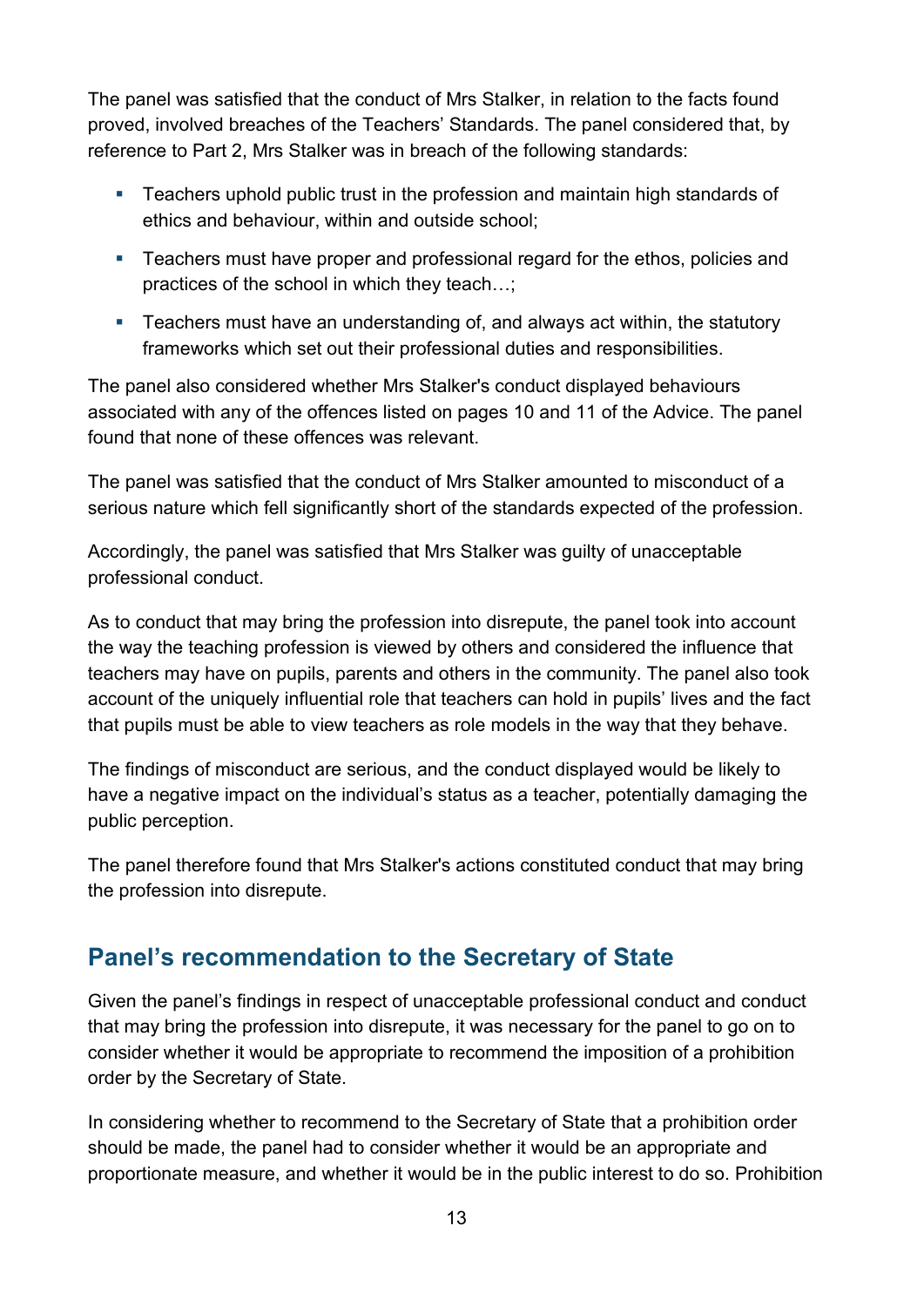The panel was satisfied that the conduct of Mrs Stalker, in relation to the facts found proved, involved breaches of the Teachers' Standards. The panel considered that, by reference to Part 2, Mrs Stalker was in breach of the following standards:

- Teachers uphold public trust in the profession and maintain high standards of ethics and behaviour, within and outside school;
- Teachers must have proper and professional regard for the ethos, policies and practices of the school in which they teach…;
- Teachers must have an understanding of, and always act within, the statutory frameworks which set out their professional duties and responsibilities.

The panel also considered whether Mrs Stalker's conduct displayed behaviours associated with any of the offences listed on pages 10 and 11 of the Advice. The panel found that none of these offences was relevant.

The panel was satisfied that the conduct of Mrs Stalker amounted to misconduct of a serious nature which fell significantly short of the standards expected of the profession.

Accordingly, the panel was satisfied that Mrs Stalker was guilty of unacceptable professional conduct.

As to conduct that may bring the profession into disrepute, the panel took into account the way the teaching profession is viewed by others and considered the influence that teachers may have on pupils, parents and others in the community. The panel also took account of the uniquely influential role that teachers can hold in pupils' lives and the fact that pupils must be able to view teachers as role models in the way that they behave.

The findings of misconduct are serious, and the conduct displayed would be likely to have a negative impact on the individual's status as a teacher, potentially damaging the public perception.

The panel therefore found that Mrs Stalker's actions constituted conduct that may bring the profession into disrepute.

## Panel's recommendation to the Secretary of State

Given the panel's findings in respect of unacceptable professional conduct and conduct that may bring the profession into disrepute, it was necessary for the panel to go on to consider whether it would be appropriate to recommend the imposition of a prohibition order by the Secretary of State.

In considering whether to recommend to the Secretary of State that a prohibition order should be made, the panel had to consider whether it would be an appropriate and proportionate measure, and whether it would be in the public interest to do so. Prohibition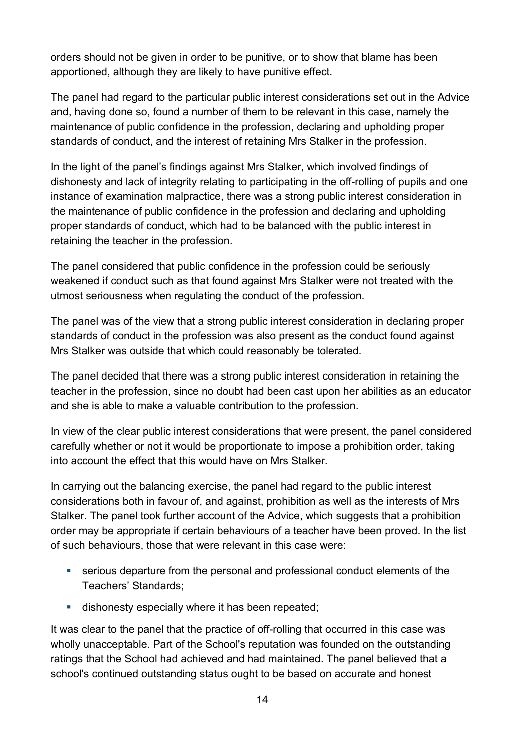orders should not be given in order to be punitive, or to show that blame has been apportioned, although they are likely to have punitive effect.

The panel had regard to the particular public interest considerations set out in the Advice and, having done so, found a number of them to be relevant in this case, namely the maintenance of public confidence in the profession, declaring and upholding proper standards of conduct, and the interest of retaining Mrs Stalker in the profession.

In the light of the panel's findings against Mrs Stalker, which involved findings of dishonesty and lack of integrity relating to participating in the off-rolling of pupils and one instance of examination malpractice, there was a strong public interest consideration in the maintenance of public confidence in the profession and declaring and upholding proper standards of conduct, which had to be balanced with the public interest in retaining the teacher in the profession.

The panel considered that public confidence in the profession could be seriously weakened if conduct such as that found against Mrs Stalker were not treated with the utmost seriousness when regulating the conduct of the profession.

The panel was of the view that a strong public interest consideration in declaring proper standards of conduct in the profession was also present as the conduct found against Mrs Stalker was outside that which could reasonably be tolerated.

The panel decided that there was a strong public interest consideration in retaining the teacher in the profession, since no doubt had been cast upon her abilities as an educator and she is able to make a valuable contribution to the profession.

In view of the clear public interest considerations that were present, the panel considered carefully whether or not it would be proportionate to impose a prohibition order, taking into account the effect that this would have on Mrs Stalker.

In carrying out the balancing exercise, the panel had regard to the public interest considerations both in favour of, and against, prohibition as well as the interests of Mrs Stalker. The panel took further account of the Advice, which suggests that a prohibition order may be appropriate if certain behaviours of a teacher have been proved. In the list of such behaviours, those that were relevant in this case were:

- serious departure from the personal and professional conduct elements of the Teachers' Standards;
- dishonesty especially where it has been repeated;

It was clear to the panel that the practice of off-rolling that occurred in this case was wholly unacceptable. Part of the School's reputation was founded on the outstanding ratings that the School had achieved and had maintained. The panel believed that a school's continued outstanding status ought to be based on accurate and honest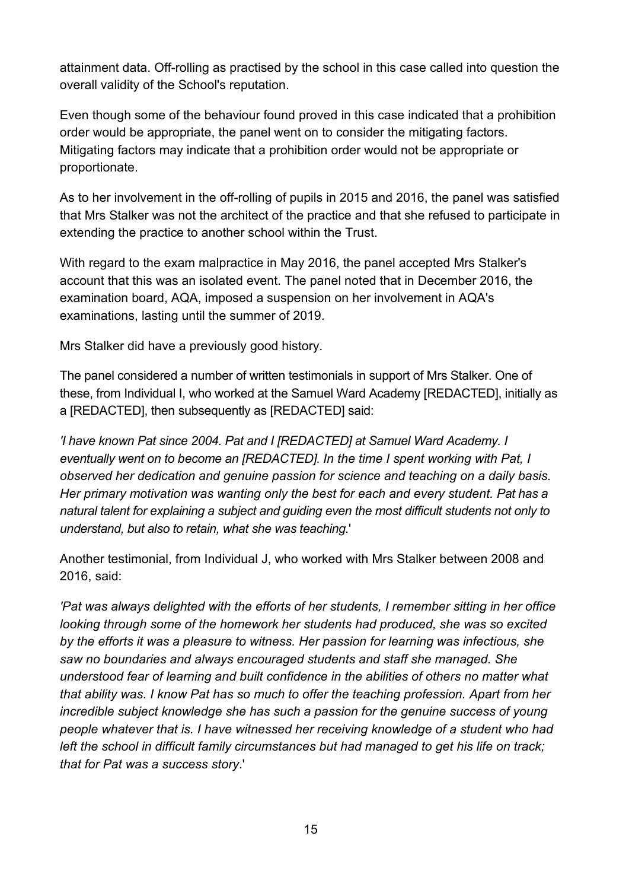attainment data. Off-rolling as practised by the school in this case called into question the overall validity of the School's reputation.

Even though some of the behaviour found proved in this case indicated that a prohibition order would be appropriate, the panel went on to consider the mitigating factors. Mitigating factors may indicate that a prohibition order would not be appropriate or proportionate.

As to her involvement in the off-rolling of pupils in 2015 and 2016, the panel was satisfied that Mrs Stalker was not the architect of the practice and that she refused to participate in extending the practice to another school within the Trust.

With regard to the exam malpractice in May 2016, the panel accepted Mrs Stalker's account that this was an isolated event. The panel noted that in December 2016, the examination board, AQA, imposed a suspension on her involvement in AQA's examinations, lasting until the summer of 2019.

Mrs Stalker did have a previously good history.

The panel considered a number of written testimonials in support of Mrs Stalker. One of these, from Individual I, who worked at the Samuel Ward Academy [REDACTED], initially as a [REDACTED], then subsequently as [REDACTED] said:

*'I have known Pat since 2004. Pat and I [REDACTED] at Samuel Ward Academy. I eventually went on to become an [REDACTED]. In the time I spent working with Pat, I observed her dedication and genuine passion for science and teaching on a daily basis. Her primary motivation was wanting only the best for each and every student. Pat has a natural talent for explaining a subject and guiding even the most difficult students not only to understand, but also to retain, what she was teaching.*'

Another testimonial, from Individual J, who worked with Mrs Stalker between 2008 and 2016, said:

*'Pat was always delighted with the efforts of her students, I remember sitting in her office looking through some of the homework her students had produced, she was so excited by the efforts it was a pleasure to witness. Her passion for learning was infectious, she saw no boundaries and always encouraged students and staff she managed. She understood fear of learning and built confidence in the abilities of others no matter what that ability was. I know Pat has so much to offer the teaching profession. Apart from her incredible subject knowledge she has such a passion for the genuine success of young people whatever that is. I have witnessed her receiving knowledge of a student who had left the school in difficult family circumstances but had managed to get his life on track; that for Pat was a success story*.'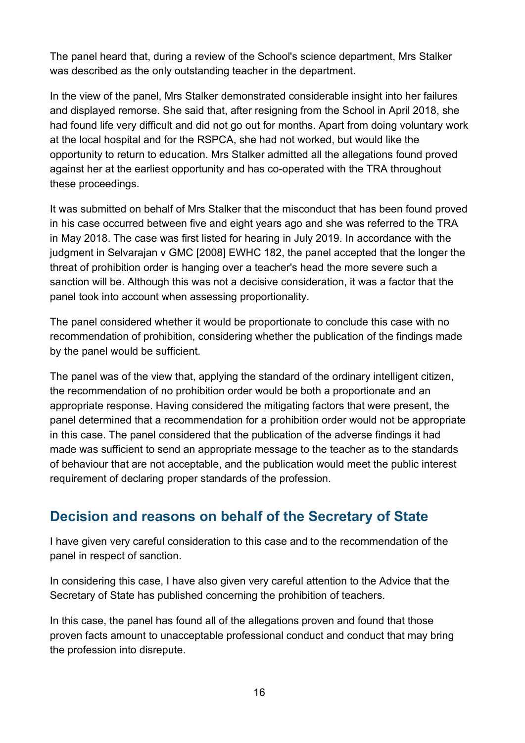The panel heard that, during a review of the School's science department, Mrs Stalker was described as the only outstanding teacher in the department.

In the view of the panel, Mrs Stalker demonstrated considerable insight into her failures and displayed remorse. She said that, after resigning from the School in April 2018, she had found life very difficult and did not go out for months. Apart from doing voluntary work at the local hospital and for the RSPCA, she had not worked, but would like the opportunity to return to education. Mrs Stalker admitted all the allegations found proved against her at the earliest opportunity and has co-operated with the TRA throughout these proceedings.

It was submitted on behalf of Mrs Stalker that the misconduct that has been found proved in his case occurred between five and eight years ago and she was referred to the TRA in May 2018. The case was first listed for hearing in July 2019. In accordance with the judgment in Selvarajan v GMC [2008] EWHC 182, the panel accepted that the longer the threat of prohibition order is hanging over a teacher's head the more severe such a sanction will be. Although this was not a decisive consideration, it was a factor that the panel took into account when assessing proportionality.

The panel considered whether it would be proportionate to conclude this case with no recommendation of prohibition, considering whether the publication of the findings made by the panel would be sufficient.

The panel was of the view that, applying the standard of the ordinary intelligent citizen, the recommendation of no prohibition order would be both a proportionate and an appropriate response. Having considered the mitigating factors that were present, the panel determined that a recommendation for a prohibition order would not be appropriate in this case. The panel considered that the publication of the adverse findings it had made was sufficient to send an appropriate message to the teacher as to the standards of behaviour that are not acceptable, and the publication would meet the public interest requirement of declaring proper standards of the profession.

## Decision and reasons on behalf of the Secretary of State

I have given very careful consideration to this case and to the recommendation of the panel in respect of sanction.

In considering this case, I have also given very careful attention to the Advice that the Secretary of State has published concerning the prohibition of teachers.

In this case, the panel has found all of the allegations proven and found that those proven facts amount to unacceptable professional conduct and conduct that may bring the profession into disrepute.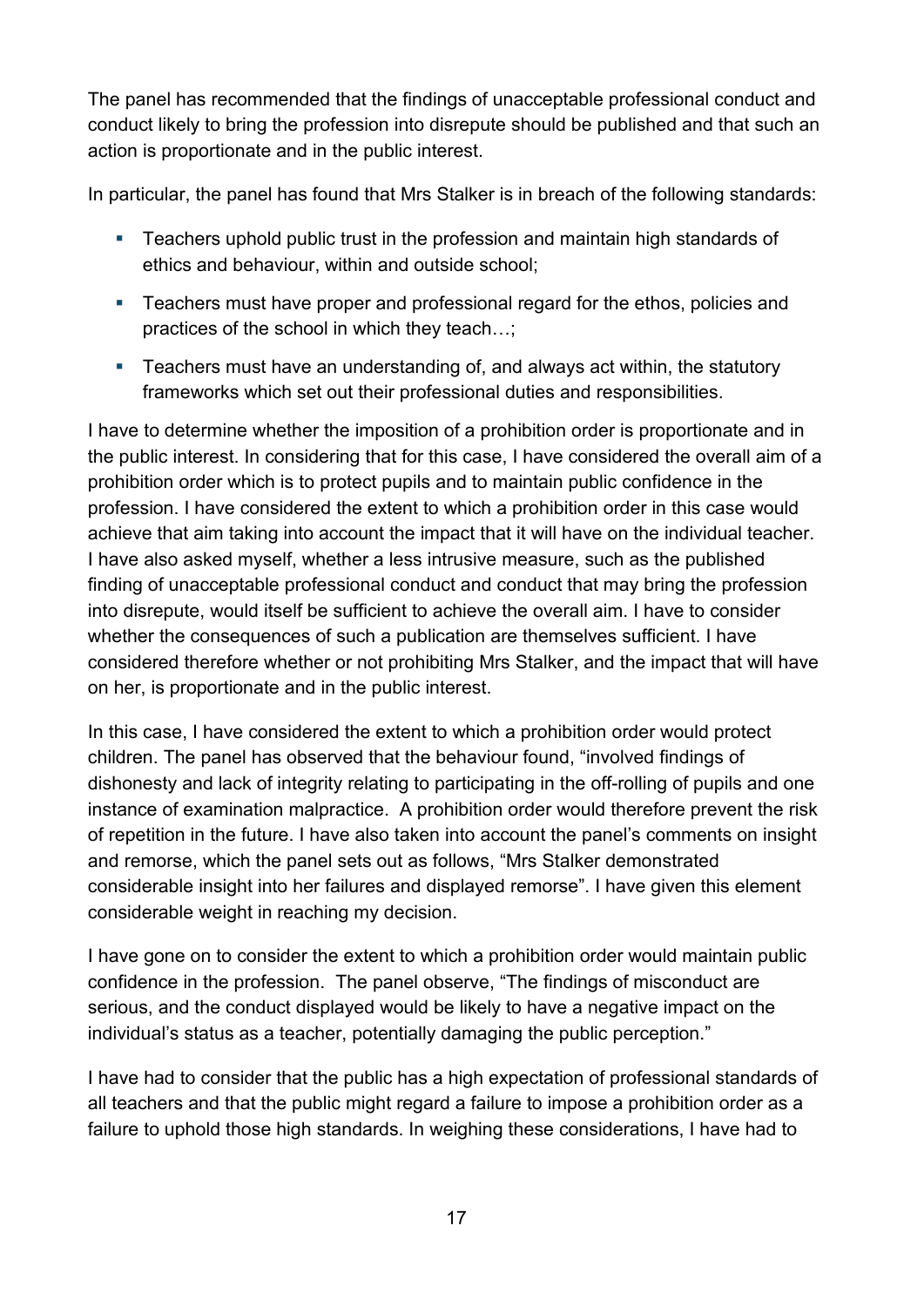The panel has recommended that the findings of unacceptable professional conduct and conduct likely to bring the profession into disrepute should be published and that such an action is proportionate and in the public interest.

In particular, the panel has found that Mrs Stalker is in breach of the following standards:

- Teachers uphold public trust in the profession and maintain high standards of ethics and behaviour, within and outside school;
- Teachers must have proper and professional regard for the ethos, policies and practices of the school in which they teach…;
- Teachers must have an understanding of, and always act within, the statutory frameworks which set out their professional duties and responsibilities.

I have to determine whether the imposition of a prohibition order is proportionate and in the public interest. In considering that for this case, I have considered the overall aim of a prohibition order which is to protect pupils and to maintain public confidence in the profession. I have considered the extent to which a prohibition order in this case would achieve that aim taking into account the impact that it will have on the individual teacher. I have also asked myself, whether a less intrusive measure, such as the published finding of unacceptable professional conduct and conduct that may bring the profession into disrepute, would itself be sufficient to achieve the overall aim. I have to consider whether the consequences of such a publication are themselves sufficient. I have considered therefore whether or not prohibiting Mrs Stalker, and the impact that will have on her, is proportionate and in the public interest.

In this case, I have considered the extent to which a prohibition order would protect children. The panel has observed that the behaviour found, "involved findings of dishonesty and lack of integrity relating to participating in the off-rolling of pupils and one instance of examination malpractice. A prohibition order would therefore prevent the risk of repetition in the future. I have also taken into account the panel's comments on insight and remorse, which the panel sets out as follows, "Mrs Stalker demonstrated considerable insight into her failures and displayed remorse". I have given this element considerable weight in reaching my decision.

I have gone on to consider the extent to which a prohibition order would maintain public confidence in the profession. The panel observe, "The findings of misconduct are serious, and the conduct displayed would be likely to have a negative impact on the individual's status as a teacher, potentially damaging the public perception."

I have had to consider that the public has a high expectation of professional standards of all teachers and that the public might regard a failure to impose a prohibition order as a failure to uphold those high standards. In weighing these considerations, I have had to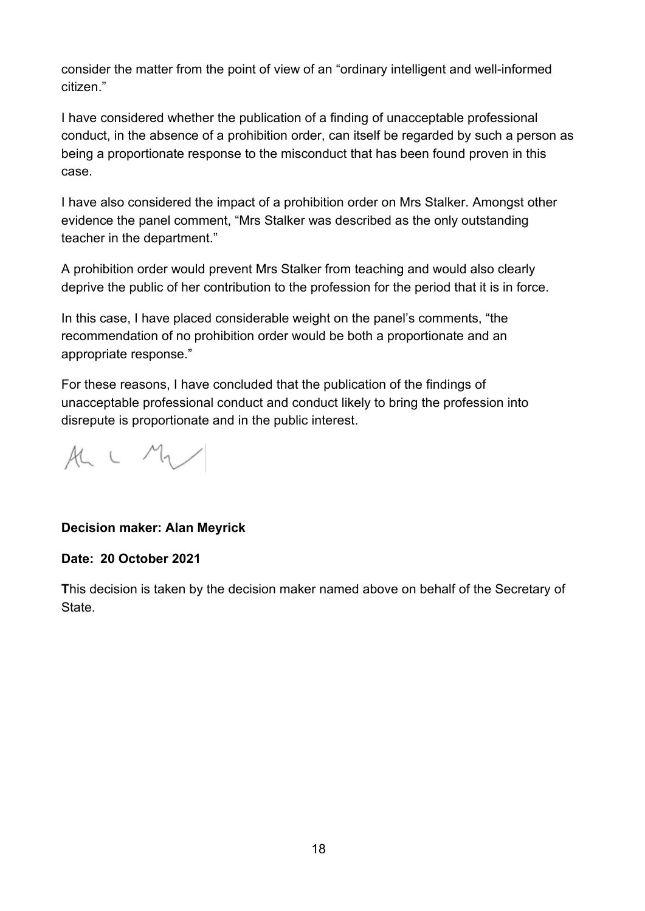consider the matter from the point of view of an "ordinary intelligent and well-informed citizen."

I have considered whether the publication of a finding of unacceptable professional conduct, in the absence of a prohibition order, can itself be regarded by such a person as being a proportionate response to the misconduct that has been found proven in this case.

I have also considered the impact of a prohibition order on Mrs Stalker. Amongst other evidence the panel comment, "Mrs Stalker was described as the only outstanding teacher in the department."

A prohibition order would prevent Mrs Stalker from teaching and would also clearly deprive the public of her contribution to the profession for the period that it is in force.

In this case, I have placed considerable weight on the panel's comments, "the recommendation of no prohibition order would be both a proportionate and an appropriate response."

For these reasons, I have concluded that the publication of the findings of unacceptable professional conduct and conduct likely to bring the profession into disrepute is proportionate and in the public interest.

**Decision maker: Alan Meyrick**

**Date: 20 October 2021**

This decision is taken by the decision maker named above on behalf of the Secretary of State.